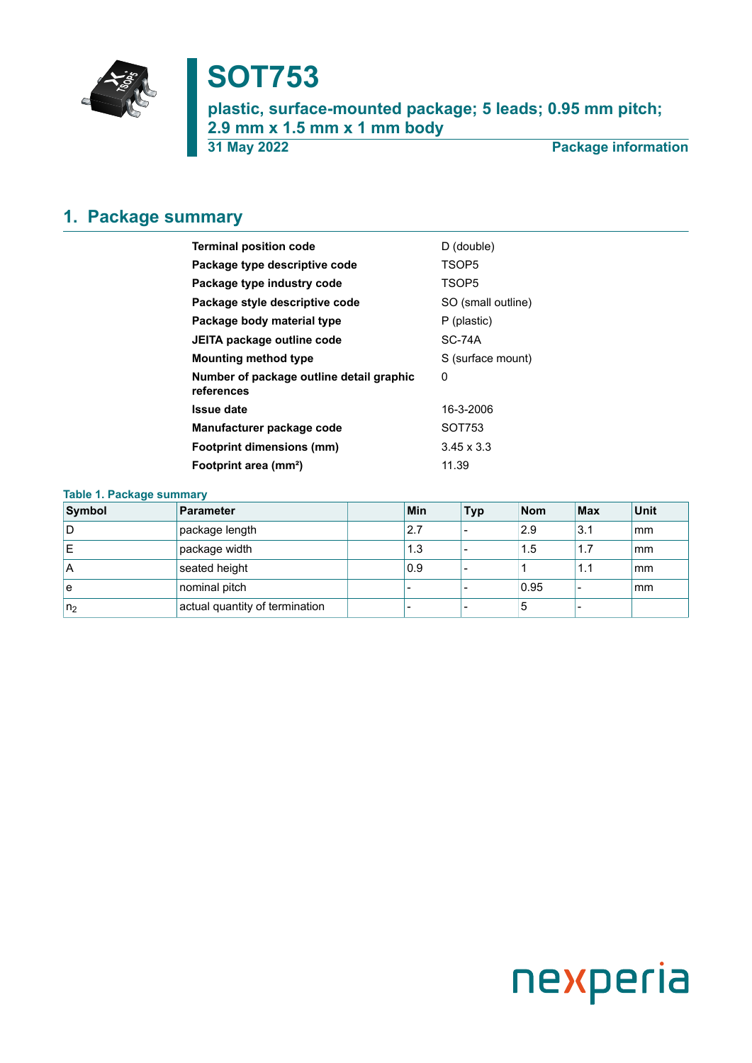# SOT753

## plastic, surface-mounted package; 5 leads; 0.95 mm pitch; 2.9 mm x 1.5 mm x 1 mm body

**31 May 2022** **Package information**

## 1. Package summary

| | |
|---|---|
| **Terminal position code** | D (double) |
| **Package type descriptive code** | TSOP5 |
| **Package type industry code** | TSOP5 |
| **Package style descriptive code** | SO (small outline) |
| **Package body material type** | P (plastic) |
| **JEITA package outline code** | SC-74A |
| **Mounting method type** | S (surface mount) |
| **Number of package outline detail graphic references** | 0 |
| **Issue date** | 16-3-2006 |
| **Manufacturer package code** | SOT753 |
| **Footprint dimensions (mm)** | 3.45 x 3.3 |
| **Footprint area (mm²)** | 11.39 |

**Table 1. Package summary**

| Symbol | Parameter | | Min | Typ | Nom | Max | Unit |
|---|---|---|---|---|---|---|---|
| D | package length | | 2.7 | - | 2.9 | 3.1 | mm |
| E | package width | | 1.3 | - | 1.5 | 1.7 | mm |
| A | seated height | | 0.9 | - | 1 | 1.1 | mm |
| e | nominal pitch | | - | - | 0.95 | - | mm |
| $n_2$ | actual quantity of termination | | - | - | 5 | - | |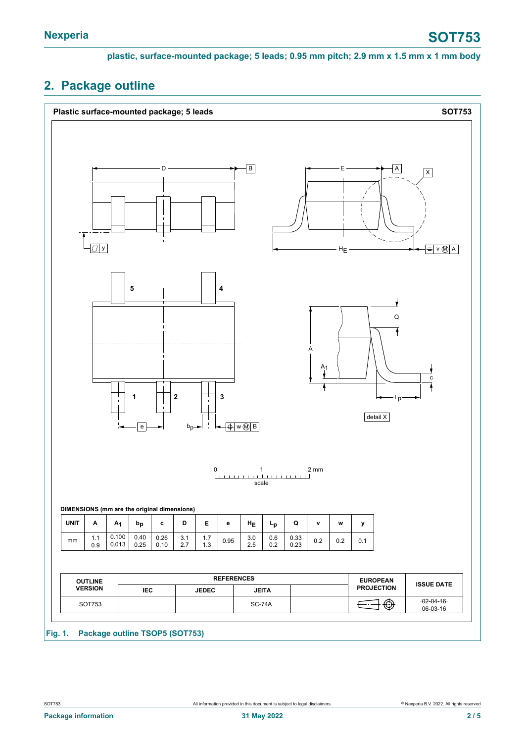## 2. Package outline

**Plastic surface-mounted package; 5 leads** **SOT753**

**DIMENSIONS (mm are the original dimensions)**

| UNIT | A | $A_1$ | $b_p$ | c | D | E | e | $H_E$ | $L_p$ | Q | v | w | y |
|---|---|---|---|---|---|---|---|---|---|---|---|---|---|
| mm | 1.1<br>0.9 | 0.100<br>0.013 | 0.40<br>0.25 | 0.26<br>0.10 | 3.1<br>2.7 | 1.7<br>1.3 | 0.95 | 3.0<br>2.5 | 0.6<br>0.2 | 0.33<br>0.23 | 0.2 | 0.2 | 0.1 |

| OUTLINE VERSION | REFERENCES | | | | EUROPEAN PROJECTION | ISSUE DATE |
|---|---|---|---|---|---|---|
| | IEC | JEDEC | JEITA | | | |
| SOT753 | | | SC-74A | | | ~~02-04-16~~<br>06-03-16 |

**Fig. 1. Package outline TSOP5 (SOT753)**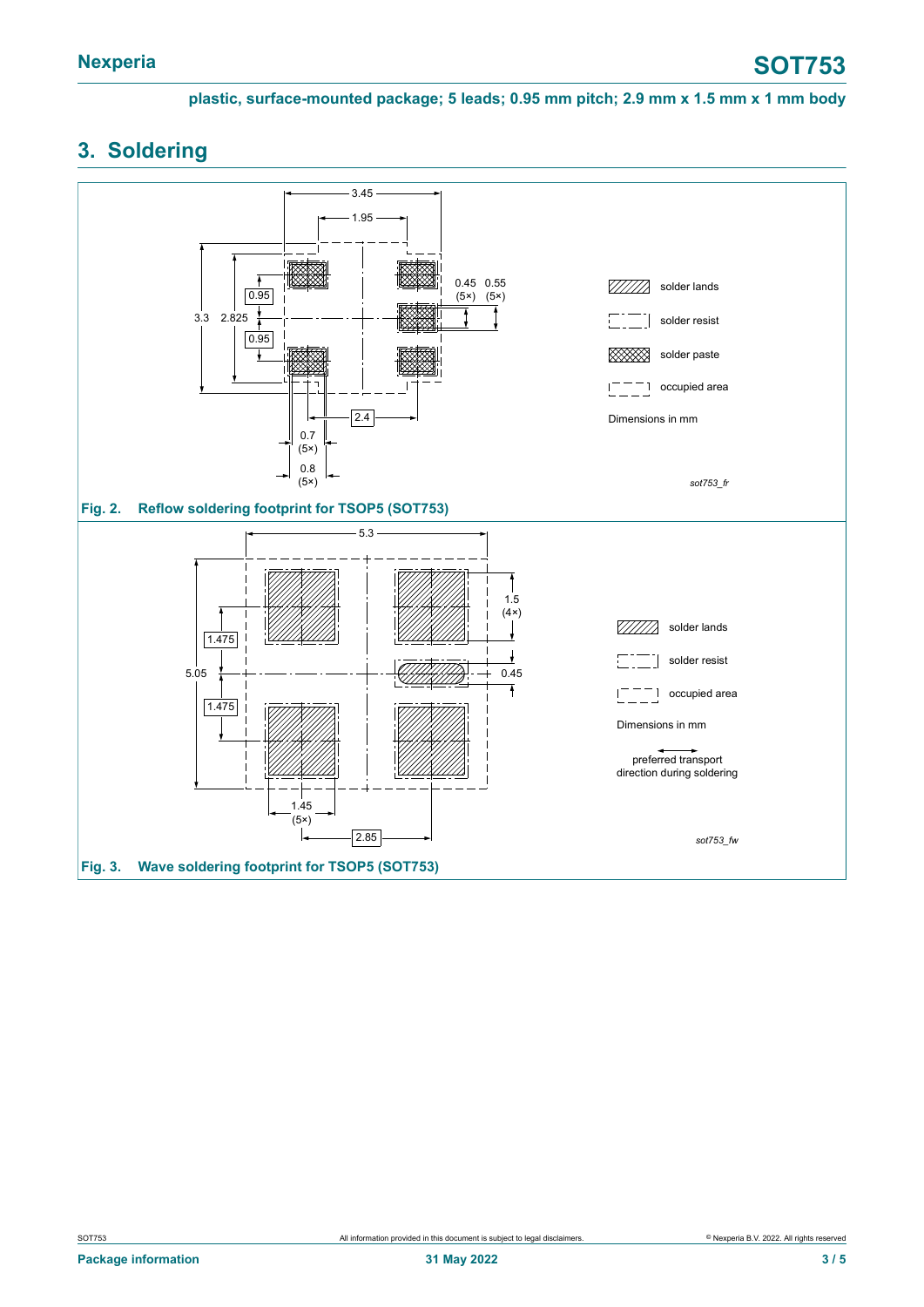## 3. Soldering

Dimensions: 3.45, 1.95, 3.3, 2.825, 0.95, 0.95, 0.45 (5×), 0.55 (5×), 2.4, 0.7 (5×), 0.8 (5×)

Legend: solder lands; solder resist; solder paste; occupied area

Dimensions in mm

*sot753_fr*

**Fig. 2. Reflow soldering footprint for TSOP5 (SOT753)**

Dimensions: 5.3, 5.05, 1.475, 1.475, 1.5 (4×), 0.45, 1.45 (5×), 2.85

Legend: solder lands; solder resist; occupied area

Dimensions in mm

preferred transport direction during soldering

*sot753_fw*

**Fig. 3. Wave soldering footprint for TSOP5 (SOT753)**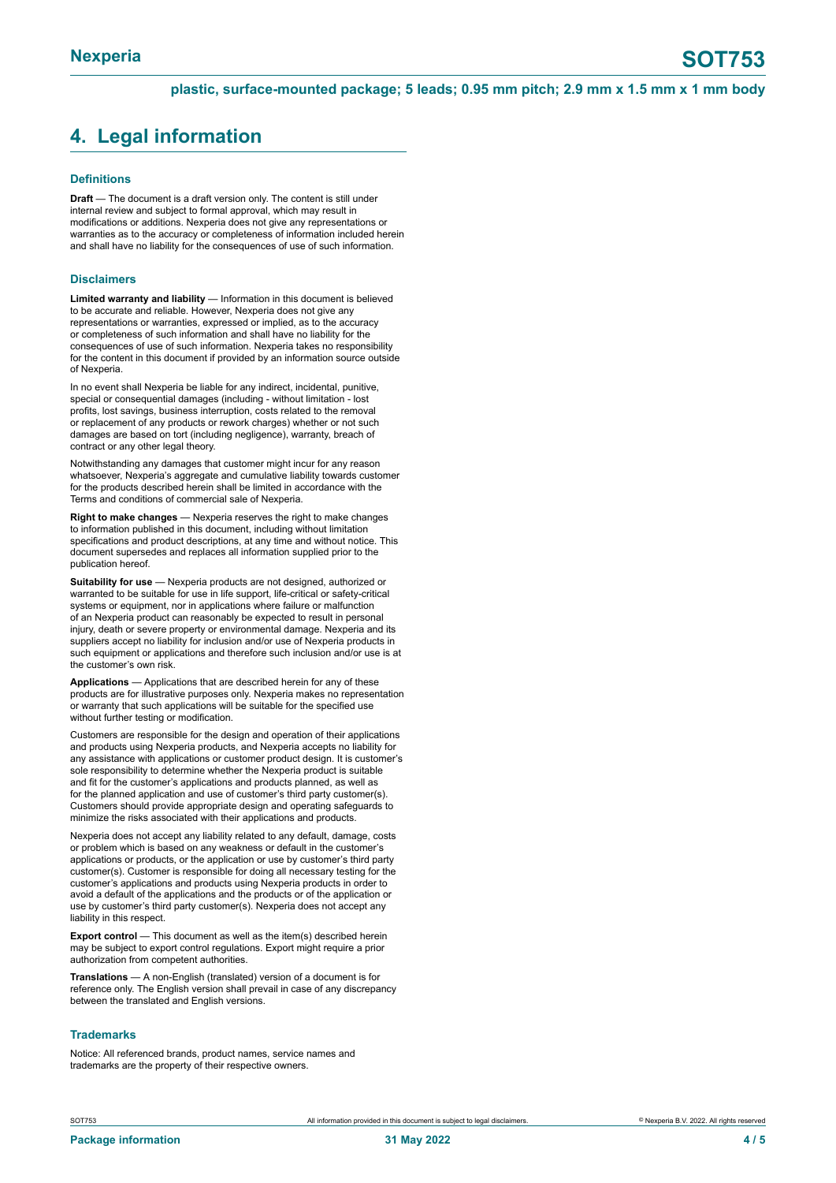## 4. Legal information

### Definitions

**Draft** — The document is a draft version only. The content is still under internal review and subject to formal approval, which may result in modifications or additions. Nexperia does not give any representations or warranties as to the accuracy or completeness of information included herein and shall have no liability for the consequences of use of such information.

### Disclaimers

**Limited warranty and liability** — Information in this document is believed to be accurate and reliable. However, Nexperia does not give any representations or warranties, expressed or implied, as to the accuracy or completeness of such information and shall have no liability for the consequences of use of such information. Nexperia takes no responsibility for the content in this document if provided by an information source outside of Nexperia.

In no event shall Nexperia be liable for any indirect, incidental, punitive, special or consequential damages (including - without limitation - lost profits, lost savings, business interruption, costs related to the removal or replacement of any products or rework charges) whether or not such damages are based on tort (including negligence), warranty, breach of contract or any other legal theory.

Notwithstanding any damages that customer might incur for any reason whatsoever, Nexperia's aggregate and cumulative liability towards customer for the products described herein shall be limited in accordance with the Terms and conditions of commercial sale of Nexperia.

**Right to make changes** — Nexperia reserves the right to make changes to information published in this document, including without limitation specifications and product descriptions, at any time and without notice. This document supersedes and replaces all information supplied prior to the publication hereof.

**Suitability for use** — Nexperia products are not designed, authorized or warranted to be suitable for use in life support, life-critical or safety-critical systems or equipment, nor in applications where failure or malfunction of an Nexperia product can reasonably be expected to result in personal injury, death or severe property or environmental damage. Nexperia and its suppliers accept no liability for inclusion and/or use of Nexperia products in such equipment or applications and therefore such inclusion and/or use is at the customer's own risk.

**Applications** — Applications that are described herein for any of these products are for illustrative purposes only. Nexperia makes no representation or warranty that such applications will be suitable for the specified use without further testing or modification.

Customers are responsible for the design and operation of their applications and products using Nexperia products, and Nexperia accepts no liability for any assistance with applications or customer product design. It is customer's sole responsibility to determine whether the Nexperia product is suitable and fit for the customer's applications and products planned, as well as for the planned application and use of customer's third party customer(s). Customers should provide appropriate design and operating safeguards to minimize the risks associated with their applications and products.

Nexperia does not accept any liability related to any default, damage, costs or problem which is based on any weakness or default in the customer's applications or products, or the application or use by customer's third party customer(s). Customer is responsible for doing all necessary testing for the customer's applications and products using Nexperia products in order to avoid a default of the applications and the products or of the application or use by customer's third party customer(s). Nexperia does not accept any liability in this respect.

**Export control** — This document as well as the item(s) described herein may be subject to export control regulations. Export might require a prior authorization from competent authorities.

**Translations** — A non-English (translated) version of a document is for reference only. The English version shall prevail in case of any discrepancy between the translated and English versions.

### Trademarks

Notice: All referenced brands, product names, service names and trademarks are the property of their respective owners.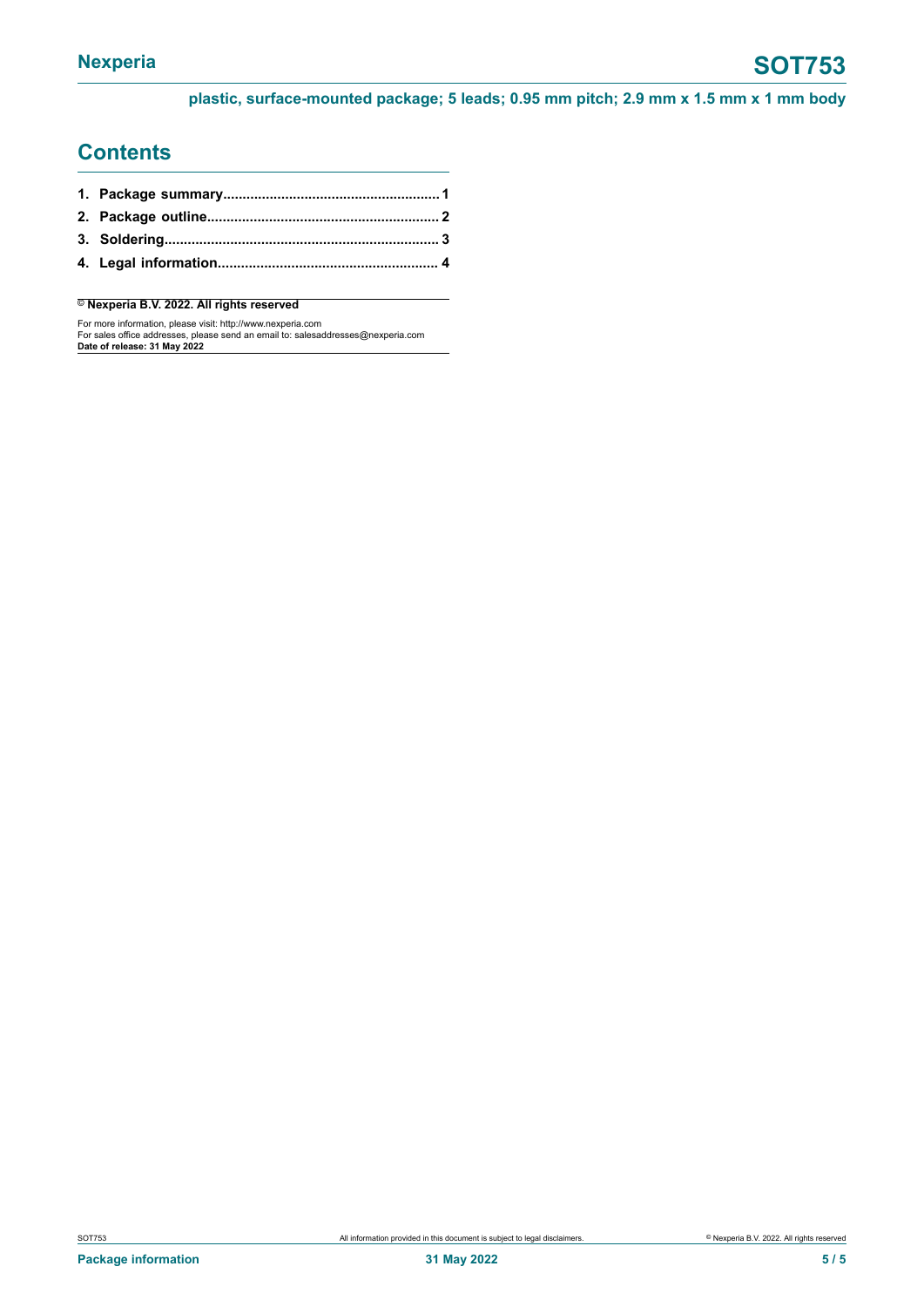## Contents

1. Package summary....................................................... 1
2. Package outline........................................................... 2
3. Soldering..................................................................... 3
4. Legal information........................................................ 4

**© Nexperia B.V. 2022. All rights reserved**

For more information, please visit: http://www.nexperia.com
For sales office addresses, please send an email to: salesaddresses@nexperia.com
**Date of release: 31 May 2022**